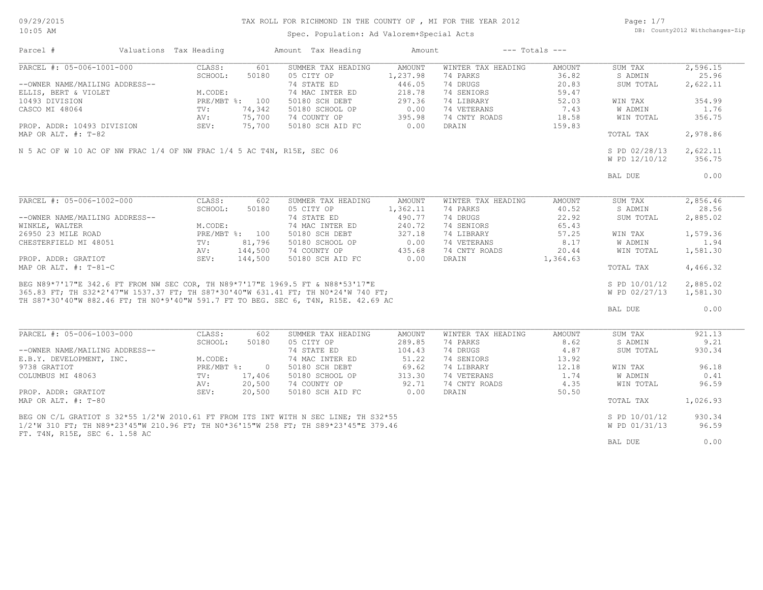# TAX ROLL FOR RICHMOND IN THE COUNTY OF , MI FOR THE YEAR 2012

Spec. Population: Ad Valorem+Special Acts

09/29/2015
10:05 AM

DB: County2012 Withchanges-Zip

| Parcel # | Valuations | Tax Heading | Amount | Tax Heading | Amount | --- Totals --- | |
|---|---|---|---|---|---|---|---|

---

| PARCEL #: 05-006-1001-000 | CLASS: 601 | SUMMER TAX HEADING | AMOUNT | WINTER TAX HEADING | AMOUNT | SUM TAX | 2,596.15 |
|---|---|---|---|---|---|---|---|
| | SCHOOL: 50180 | 05 CITY OP | 1,237.98 | 74 PARKS | 36.82 | S ADMIN | 25.96 |
| --OWNER NAME/MAILING ADDRESS-- | | 74 STATE ED | 446.05 | 74 DRUGS | 20.83 | SUM TOTAL | 2,622.11 |
| ELLIS, BERT & VIOLET | M.CODE: | 74 MAC INTER ED | 218.78 | 74 SENIORS | 59.47 | | |
| 10493 DIVISION | PRE/MBT %: 100 | 50180 SCH DEBT | 297.36 | 74 LIBRARY | 52.03 | WIN TAX | 354.99 |
| CASCO MI 48064 | TV: 74,342 | 50180 SCHOOL OP | 0.00 | 74 VETERANS | 7.43 | W ADMIN | 1.76 |
| | AV: 75,700 | 74 COUNTY OP | 395.98 | 74 CNTY ROADS | 18.58 | WIN TOTAL | 356.75 |
| PROP. ADDR: 10493 DIVISION | SEV: 75,700 | 50180 SCH AID FC | 0.00 | DRAIN | 159.83 | | |
| MAP OR ALT. #: T-82 | | | | | | TOTAL TAX | 2,978.86 |

N 5 AC OF W 10 AC OF NW FRAC 1/4 OF NW FRAC 1/4 5 AC T4N, R15E, SEC 06

| | |
|---|---|
| S PD 02/28/13 | 2,622.11 |
| W PD 12/10/12 | 356.75 |
| BAL DUE | 0.00 |

---

| PARCEL #: 05-006-1002-000 | CLASS: 602 | SUMMER TAX HEADING | AMOUNT | WINTER TAX HEADING | AMOUNT | SUM TAX | 2,856.46 |
|---|---|---|---|---|---|---|---|
| | SCHOOL: 50180 | 05 CITY OP | 1,362.11 | 74 PARKS | 40.52 | S ADMIN | 28.56 |
| --OWNER NAME/MAILING ADDRESS-- | | 74 STATE ED | 490.77 | 74 DRUGS | 22.92 | SUM TOTAL | 2,885.02 |
| WINKLE, WALTER | M.CODE: | 74 MAC INTER ED | 240.72 | 74 SENIORS | 65.43 | | |
| 26950 23 MILE ROAD | PRE/MBT %: 100 | 50180 SCH DEBT | 327.18 | 74 LIBRARY | 57.25 | WIN TAX | 1,579.36 |
| CHESTERFIELD MI 48051 | TV: 81,796 | 50180 SCHOOL OP | 0.00 | 74 VETERANS | 8.17 | W ADMIN | 1.94 |
| | AV: 144,500 | 74 COUNTY OP | 435.68 | 74 CNTY ROADS | 20.44 | WIN TOTAL | 1,581.30 |
| PROP. ADDR: GRATIOT | SEV: 144,500 | 50180 SCH AID FC | 0.00 | DRAIN | 1,364.63 | | |
| MAP OR ALT. #: T-81-C | | | | | | TOTAL TAX | 4,466.32 |

BEG N89*7'17"E 342.6 FT FROM NW SEC COR, TH N89*7'17"E 1969.5 FT & N88*53'17"E 365.83 FT; TH S32*2'47"W 1537.37 FT; TH S87*30'40"W 631.41 FT; TH N0*24'W 740 FT; TH S87*30'40"W 882.46 FT; TH N0*9'40"W 591.7 FT TO BEG. SEC 6, T4N, R15E. 42.69 AC

| | |
|---|---|
| S PD 10/01/12 | 2,885.02 |
| W PD 02/27/13 | 1,581.30 |
| BAL DUE | 0.00 |

---

| PARCEL #: 05-006-1003-000 | CLASS: 602 | SUMMER TAX HEADING | AMOUNT | WINTER TAX HEADING | AMOUNT | SUM TAX | 921.13 |
|---|---|---|---|---|---|---|---|
| | SCHOOL: 50180 | 05 CITY OP | 289.85 | 74 PARKS | 8.62 | S ADMIN | 9.21 |
| --OWNER NAME/MAILING ADDRESS-- | | 74 STATE ED | 104.43 | 74 DRUGS | 4.87 | SUM TOTAL | 930.34 |
| E.B.Y. DEVELOPMENT, INC. | M.CODE: | 74 MAC INTER ED | 51.22 | 74 SENIORS | 13.92 | | |
| 9738 GRATIOT | PRE/MBT %: 0 | 50180 SCH DEBT | 69.62 | 74 LIBRARY | 12.18 | WIN TAX | 96.18 |
| COLUMBUS MI 48063 | TV: 17,406 | 50180 SCHOOL OP | 313.30 | 74 VETERANS | 1.74 | W ADMIN | 0.41 |
| | AV: 20,500 | 74 COUNTY OP | 92.71 | 74 CNTY ROADS | 4.35 | WIN TOTAL | 96.59 |
| PROP. ADDR: GRATIOT | SEV: 20,500 | 50180 SCH AID FC | 0.00 | DRAIN | 50.50 | | |
| MAP OR ALT. #: T-80 | | | | | | TOTAL TAX | 1,026.93 |

BEG ON C/L GRATIOT S 32*55 1/2'W 2010.61 FT FROM ITS INT WITH N SEC LINE; TH S32*55 1/2'W 310 FT; TH N89*23'45"W 210.96 FT; TH N0*36'15"W 258 FT; TH S89*23'45"E 379.46 FT. T4N, R15E, SEC 6. 1.58 AC

| | |
|---|---|
| S PD 10/01/12 | 930.34 |
| W PD 01/31/13 | 96.59 |
| BAL DUE | 0.00 |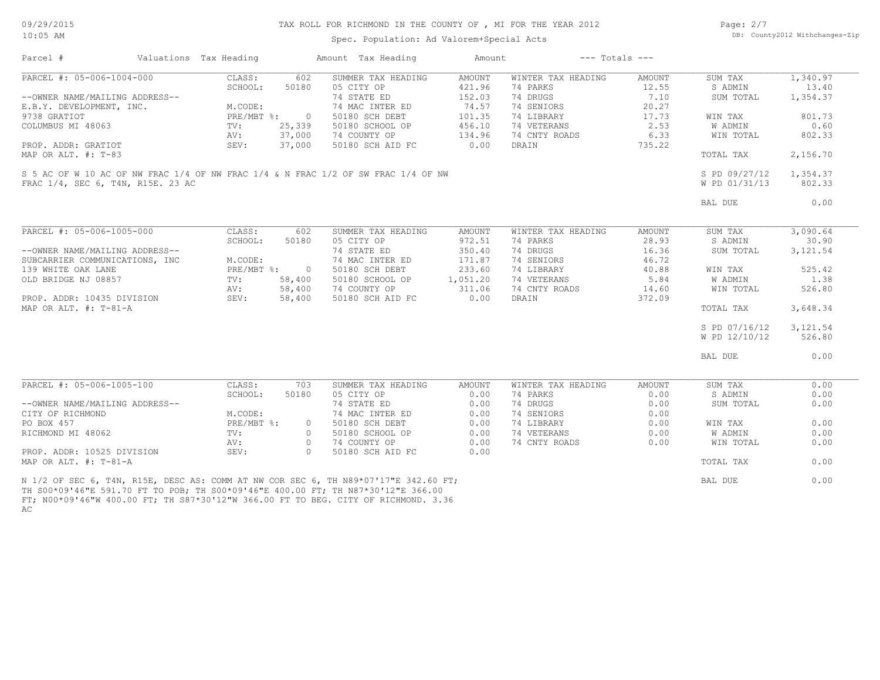# TAX ROLL FOR RICHMOND IN THE COUNTY OF , MI FOR THE YEAR 2012

Spec. Population: Ad Valorem+Special Acts

| Parcel # | Valuations | | Tax Heading | Amount | Tax Heading | Amount | --- Totals --- | |
|---|---|---|---|---|---|---|---|---|
| PARCEL #: 05-006-1004-000 | CLASS: | 602 | SUMMER TAX HEADING | AMOUNT | WINTER TAX HEADING | AMOUNT | SUM TAX | 1,340.97 |
| | SCHOOL: | 50180 | 05 CITY OP | 421.96 | 74 PARKS | 12.55 | S ADMIN | 13.40 |
| --OWNER NAME/MAILING ADDRESS-- | | | 74 STATE ED | 152.03 | 74 DRUGS | 7.10 | SUM TOTAL | 1,354.37 |
| E.B.Y. DEVELOPMENT, INC. | M.CODE: | | 74 MAC INTER ED | 74.57 | 74 SENIORS | 20.27 | | |
| 9738 GRATIOT | PRE/MBT %: | 0 | 50180 SCH DEBT | 101.35 | 74 LIBRARY | 17.73 | WIN TAX | 801.73 |
| COLUMBUS MI 48063 | TV: | 25,339 | 50180 SCHOOL OP | 456.10 | 74 VETERANS | 2.53 | W ADMIN | 0.60 |
| | AV: | 37,000 | 74 COUNTY OP | 134.96 | 74 CNTY ROADS | 6.33 | WIN TOTAL | 802.33 |
| PROP. ADDR: GRATIOT | SEV: | 37,000 | 50180 SCH AID FC | 0.00 | DRAIN | 735.22 | | |
| MAP OR ALT. #: T-83 | | | | | | | TOTAL TAX | 2,156.70 |
| | | | | | | | S PD 09/27/12 | 1,354.37 |
| | | | | | | | W PD 01/31/13 | 802.33 |
| | | | | | | | BAL DUE | 0.00 |

S 5 AC OF W 10 AC OF NW FRAC 1/4 OF NW FRAC 1/4 & N FRAC 1/2 OF SW FRAC 1/4 OF NW FRAC 1/4, SEC 6, T4N, R15E. 23 AC

| Parcel # | Valuations | | Tax Heading | Amount | Tax Heading | Amount | --- Totals --- | |
|---|---|---|---|---|---|---|---|---|
| PARCEL #: 05-006-1005-000 | CLASS: | 602 | SUMMER TAX HEADING | AMOUNT | WINTER TAX HEADING | AMOUNT | SUM TAX | 3,090.64 |
| | SCHOOL: | 50180 | 05 CITY OP | 972.51 | 74 PARKS | 28.93 | S ADMIN | 30.90 |
| --OWNER NAME/MAILING ADDRESS-- | | | 74 STATE ED | 350.40 | 74 DRUGS | 16.36 | SUM TOTAL | 3,121.54 |
| SUBCARRIER COMMUNICATIONS, INC | M.CODE: | | 74 MAC INTER ED | 171.87 | 74 SENIORS | 46.72 | | |
| 139 WHITE OAK LANE | PRE/MBT %: | 0 | 50180 SCH DEBT | 233.60 | 74 LIBRARY | 40.88 | WIN TAX | 525.42 |
| OLD BRIDGE NJ 08857 | TV: | 58,400 | 50180 SCHOOL OP | 1,051.20 | 74 VETERANS | 5.84 | W ADMIN | 1.38 |
| | AV: | 58,400 | 74 COUNTY OP | 311.06 | 74 CNTY ROADS | 14.60 | WIN TOTAL | 526.80 |
| PROP. ADDR: 10435 DIVISION | SEV: | 58,400 | 50180 SCH AID FC | 0.00 | DRAIN | 372.09 | | |
| MAP OR ALT. #: T-81-A | | | | | | | TOTAL TAX | 3,648.34 |
| | | | | | | | S PD 07/16/12 | 3,121.54 |
| | | | | | | | W PD 12/10/12 | 526.80 |
| | | | | | | | BAL DUE | 0.00 |

| Parcel # | Valuations | | Tax Heading | Amount | Tax Heading | Amount | --- Totals --- | |
|---|---|---|---|---|---|---|---|---|
| PARCEL #: 05-006-1005-100 | CLASS: | 703 | SUMMER TAX HEADING | AMOUNT | WINTER TAX HEADING | AMOUNT | SUM TAX | 0.00 |
| | SCHOOL: | 50180 | 05 CITY OP | 0.00 | 74 PARKS | 0.00 | S ADMIN | 0.00 |
| --OWNER NAME/MAILING ADDRESS-- | | | 74 STATE ED | 0.00 | 74 DRUGS | 0.00 | SUM TOTAL | 0.00 |
| CITY OF RICHMOND | M.CODE: | | 74 MAC INTER ED | 0.00 | 74 SENIORS | 0.00 | | |
| PO BOX 457 | PRE/MBT %: | 0 | 50180 SCH DEBT | 0.00 | 74 LIBRARY | 0.00 | WIN TAX | 0.00 |
| RICHMOND MI 48062 | TV: | 0 | 50180 SCHOOL OP | 0.00 | 74 VETERANS | 0.00 | W ADMIN | 0.00 |
| | AV: | 0 | 74 COUNTY OP | 0.00 | 74 CNTY ROADS | 0.00 | WIN TOTAL | 0.00 |
| PROP. ADDR: 10525 DIVISION | SEV: | 0 | 50180 SCH AID FC | 0.00 | | | | |
| MAP OR ALT. #: T-81-A | | | | | | | TOTAL TAX | 0.00 |
| | | | | | | | BAL DUE | 0.00 |

N 1/2 OF SEC 6, T4N, R15E, DESC AS: COMM AT NW COR SEC 6, TH N89*07'17"E 342.60 FT; TH S00*09'46"E 591.70 FT TO POB; TH S00*09'46"E 400.00 FT; TH N87*30'12"E 366.00 FT; N00*09'46"W 400.00 FT; TH S87*30'12"W 366.00 FT TO BEG. CITY OF RICHMOND. 3.36 AC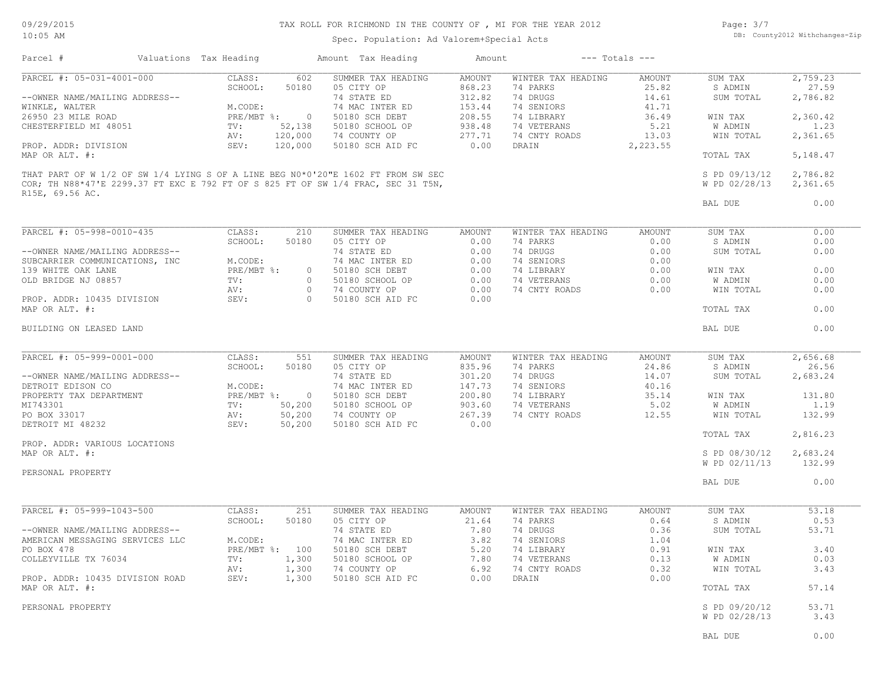TAX ROLL FOR RICHMOND IN THE COUNTY OF , MI FOR THE YEAR 2012

Spec. Population: Ad Valorem+Special Acts

| Parcel # | Valuations | Tax Heading | Amount | Tax Heading | Amount | --- Totals --- | |
|---|---|---|---|---|---|---|---|
| PARCEL #: 05-031-4001-000 | CLASS: 602 | SUMMER TAX HEADING | AMOUNT | WINTER TAX HEADING | AMOUNT | SUM TAX | 2,759.23 |
| | SCHOOL: 50180 | 05 CITY OP | 868.23 | 74 PARKS | 25.82 | S ADMIN | 27.59 |
| --OWNER NAME/MAILING ADDRESS-- | | 74 STATE ED | 312.82 | 74 DRUGS | 14.61 | SUM TOTAL | 2,786.82 |
| WINKLE, WALTER | M.CODE: | 74 MAC INTER ED | 153.44 | 74 SENIORS | 41.71 | | |
| 26950 23 MILE ROAD | PRE/MBT %: 0 | 50180 SCH DEBT | 208.55 | 74 LIBRARY | 36.49 | WIN TAX | 2,360.42 |
| CHESTERFIELD MI 48051 | TV: 52,138 | 50180 SCHOOL OP | 938.48 | 74 VETERANS | 5.21 | W ADMIN | 1.23 |
| | AV: 120,000 | 74 COUNTY OP | 277.71 | 74 CNTY ROADS | 13.03 | WIN TOTAL | 2,361.65 |
| PROP. ADDR: DIVISION | SEV: 120,000 | 50180 SCH AID FC | 0.00 | DRAIN | 2,223.55 | | |
| MAP OR ALT. #: | | | | | | TOTAL TAX | 5,148.47 |
| THAT PART OF W 1/2 OF SW 1/4 LYING S OF A LINE BEG N0*0'20"E 1602 FT FROM SW SEC COR; TH N88*47'E 2299.37 FT EXC E 792 FT OF S 825 FT OF SW 1/4 FRAC, SEC 31 T5N, R15E, 69.56 AC. | | | | | | S PD 09/13/12 | 2,786.82 |
| | | | | | | W PD 02/28/13 | 2,361.65 |
| | | | | | | BAL DUE | 0.00 |
| PARCEL #: 05-998-0010-435 | CLASS: 210 | SUMMER TAX HEADING | AMOUNT | WINTER TAX HEADING | AMOUNT | SUM TAX | 0.00 |
| | SCHOOL: 50180 | 05 CITY OP | 0.00 | 74 PARKS | 0.00 | S ADMIN | 0.00 |
| --OWNER NAME/MAILING ADDRESS-- | | 74 STATE ED | 0.00 | 74 DRUGS | 0.00 | SUM TOTAL | 0.00 |
| SUBCARRIER COMMUNICATIONS, INC | M.CODE: | 74 MAC INTER ED | 0.00 | 74 SENIORS | 0.00 | | |
| 139 WHITE OAK LANE | PRE/MBT %: 0 | 50180 SCH DEBT | 0.00 | 74 LIBRARY | 0.00 | WIN TAX | 0.00 |
| OLD BRIDGE NJ 08857 | TV: 0 | 50180 SCHOOL OP | 0.00 | 74 VETERANS | 0.00 | W ADMIN | 0.00 |
| | AV: 0 | 74 COUNTY OP | 0.00 | 74 CNTY ROADS | 0.00 | WIN TOTAL | 0.00 |
| PROP. ADDR: 10435 DIVISION | SEV: 0 | 50180 SCH AID FC | 0.00 | | | | |
| MAP OR ALT. #: | | | | | | TOTAL TAX | 0.00 |
| BUILDING ON LEASED LAND | | | | | | BAL DUE | 0.00 |
| PARCEL #: 05-999-0001-000 | CLASS: 551 | SUMMER TAX HEADING | AMOUNT | WINTER TAX HEADING | AMOUNT | SUM TAX | 2,656.68 |
| | SCHOOL: 50180 | 05 CITY OP | 835.96 | 74 PARKS | 24.86 | S ADMIN | 26.56 |
| --OWNER NAME/MAILING ADDRESS-- | | 74 STATE ED | 301.20 | 74 DRUGS | 14.07 | SUM TOTAL | 2,683.24 |
| DETROIT EDISON CO | M.CODE: | 74 MAC INTER ED | 147.73 | 74 SENIORS | 40.16 | | |
| PROPERTY TAX DEPARTMENT | PRE/MBT %: 0 | 50180 SCH DEBT | 200.80 | 74 LIBRARY | 35.14 | WIN TAX | 131.80 |
| MI743301 | TV: 50,200 | 50180 SCHOOL OP | 903.60 | 74 VETERANS | 5.02 | W ADMIN | 1.19 |
| PO BOX 33017 | AV: 50,200 | 74 COUNTY OP | 267.39 | 74 CNTY ROADS | 12.55 | WIN TOTAL | 132.99 |
| DETROIT MI 48232 | SEV: 50,200 | 50180 SCH AID FC | 0.00 | | | | |
| | | | | | | TOTAL TAX | 2,816.23 |
| PROP. ADDR: VARIOUS LOCATIONS | | | | | | | |
| MAP OR ALT. #: | | | | | | S PD 08/30/12 | 2,683.24 |
| | | | | | | W PD 02/11/13 | 132.99 |
| PERSONAL PROPERTY | | | | | | | |
| | | | | | | BAL DUE | 0.00 |
| PARCEL #: 05-999-1043-500 | CLASS: 251 | SUMMER TAX HEADING | AMOUNT | WINTER TAX HEADING | AMOUNT | SUM TAX | 53.18 |
| | SCHOOL: 50180 | 05 CITY OP | 21.64 | 74 PARKS | 0.64 | S ADMIN | 0.53 |
| --OWNER NAME/MAILING ADDRESS-- | | 74 STATE ED | 7.80 | 74 DRUGS | 0.36 | SUM TOTAL | 53.71 |
| AMERICAN MESSAGING SERVICES LLC | M.CODE: | 74 MAC INTER ED | 3.82 | 74 SENIORS | 1.04 | | |
| PO BOX 478 | PRE/MBT %: 100 | 50180 SCH DEBT | 5.20 | 74 LIBRARY | 0.91 | WIN TAX | 3.40 |
| COLLEYVILLE TX 76034 | TV: 1,300 | 50180 SCHOOL OP | 7.80 | 74 VETERANS | 0.13 | W ADMIN | 0.03 |
| | AV: 1,300 | 74 COUNTY OP | 6.92 | 74 CNTY ROADS | 0.32 | WIN TOTAL | 3.43 |
| PROP. ADDR: 10435 DIVISION ROAD | SEV: 1,300 | 50180 SCH AID FC | 0.00 | DRAIN | 0.00 | | |
| MAP OR ALT. #: | | | | | | TOTAL TAX | 57.14 |
| PERSONAL PROPERTY | | | | | | S PD 09/20/12 | 53.71 |
| | | | | | | W PD 02/28/13 | 3.43 |
| | | | | | | BAL DUE | 0.00 |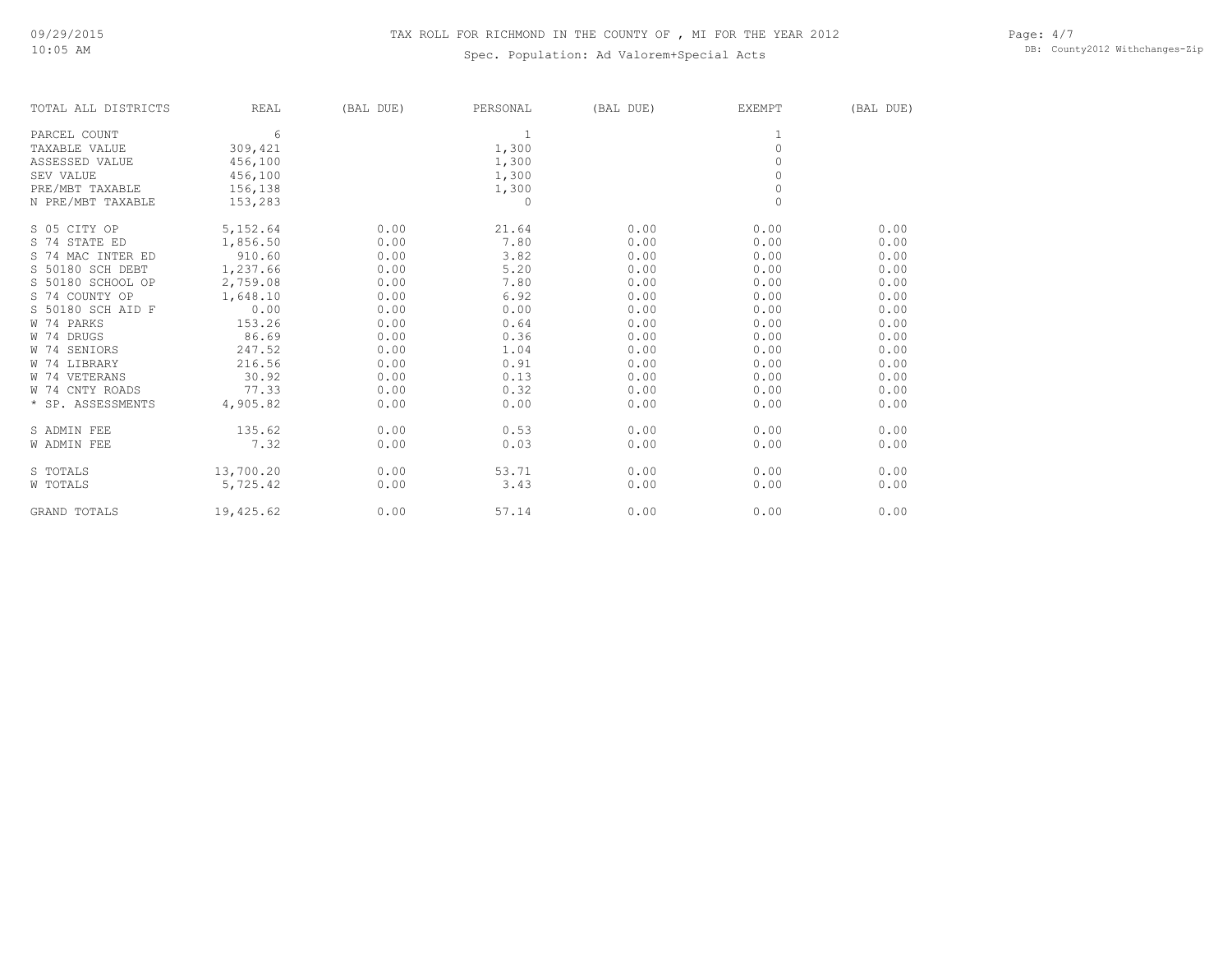# TAX ROLL FOR RICHMOND IN THE COUNTY OF , MI FOR THE YEAR 2012

Spec. Population: Ad Valorem+Special Acts

| TOTAL ALL DISTRICTS | REAL | (BAL DUE) | PERSONAL | (BAL DUE) | EXEMPT | (BAL DUE) |
|---|---|---|---|---|---|---|
| PARCEL COUNT | 6 | | 1 | | 1 | |
| TAXABLE VALUE | 309,421 | | 1,300 | | 0 | |
| ASSESSED VALUE | 456,100 | | 1,300 | | 0 | |
| SEV VALUE | 456,100 | | 1,300 | | 0 | |
| PRE/MBT TAXABLE | 156,138 | | 1,300 | | 0 | |
| N PRE/MBT TAXABLE | 153,283 | | 0 | | 0 | |
| S 05 CITY OP | 5,152.64 | 0.00 | 21.64 | 0.00 | 0.00 | 0.00 |
| S 74 STATE ED | 1,856.50 | 0.00 | 7.80 | 0.00 | 0.00 | 0.00 |
| S 74 MAC INTER ED | 910.60 | 0.00 | 3.82 | 0.00 | 0.00 | 0.00 |
| S 50180 SCH DEBT | 1,237.66 | 0.00 | 5.20 | 0.00 | 0.00 | 0.00 |
| S 50180 SCHOOL OP | 2,759.08 | 0.00 | 7.80 | 0.00 | 0.00 | 0.00 |
| S 74 COUNTY OP | 1,648.10 | 0.00 | 6.92 | 0.00 | 0.00 | 0.00 |
| S 50180 SCH AID F | 0.00 | 0.00 | 0.00 | 0.00 | 0.00 | 0.00 |
| W 74 PARKS | 153.26 | 0.00 | 0.64 | 0.00 | 0.00 | 0.00 |
| W 74 DRUGS | 86.69 | 0.00 | 0.36 | 0.00 | 0.00 | 0.00 |
| W 74 SENIORS | 247.52 | 0.00 | 1.04 | 0.00 | 0.00 | 0.00 |
| W 74 LIBRARY | 216.56 | 0.00 | 0.91 | 0.00 | 0.00 | 0.00 |
| W 74 VETERANS | 30.92 | 0.00 | 0.13 | 0.00 | 0.00 | 0.00 |
| W 74 CNTY ROADS | 77.33 | 0.00 | 0.32 | 0.00 | 0.00 | 0.00 |
| * SP. ASSESSMENTS | 4,905.82 | 0.00 | 0.00 | 0.00 | 0.00 | 0.00 |
| S ADMIN FEE | 135.62 | 0.00 | 0.53 | 0.00 | 0.00 | 0.00 |
| W ADMIN FEE | 7.32 | 0.00 | 0.03 | 0.00 | 0.00 | 0.00 |
| S TOTALS | 13,700.20 | 0.00 | 53.71 | 0.00 | 0.00 | 0.00 |
| W TOTALS | 5,725.42 | 0.00 | 3.43 | 0.00 | 0.00 | 0.00 |
| GRAND TOTALS | 19,425.62 | 0.00 | 57.14 | 0.00 | 0.00 | 0.00 |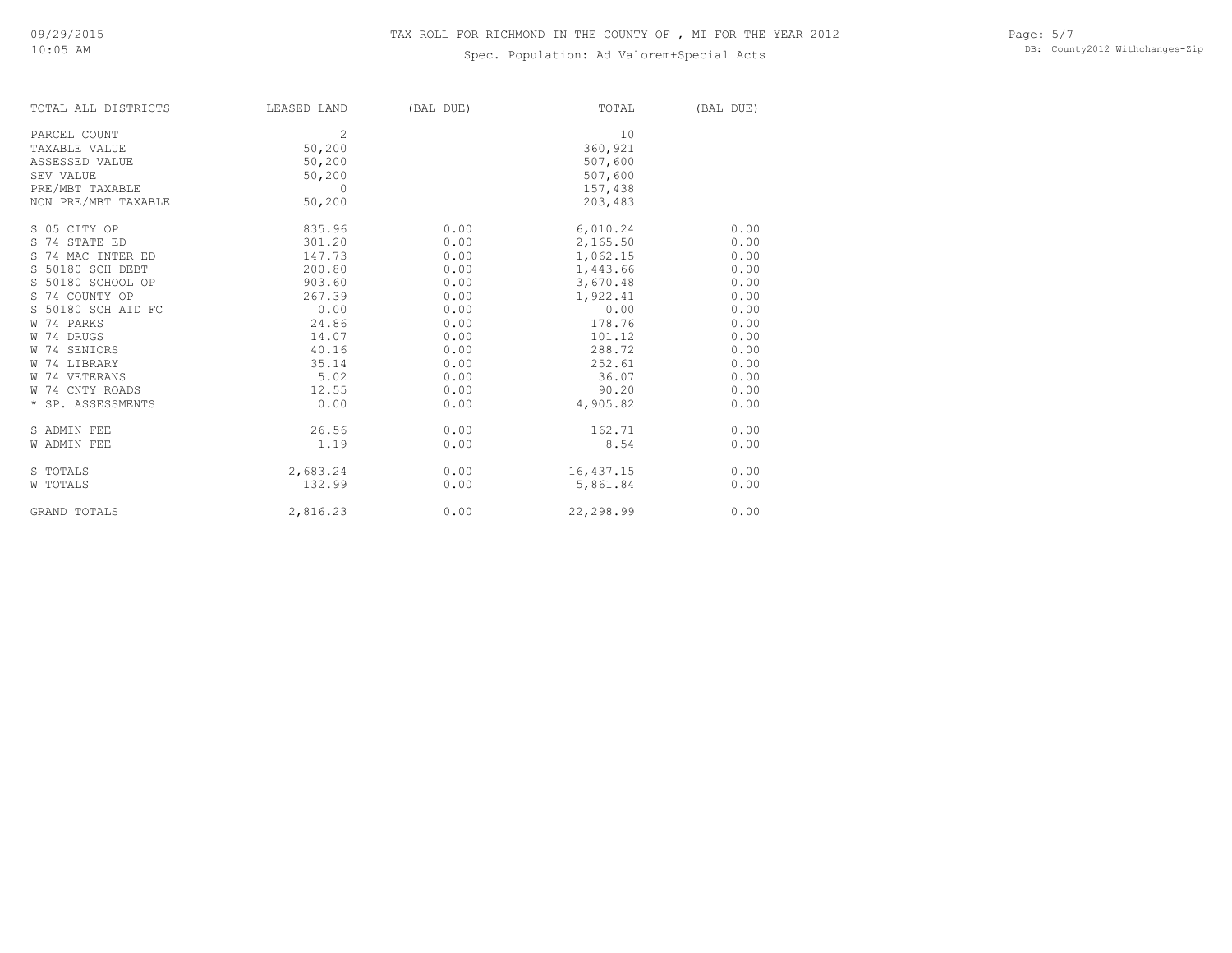# TAX ROLL FOR RICHMOND IN THE COUNTY OF , MI FOR THE YEAR 2012

## Spec. Population: Ad Valorem+Special Acts

| TOTAL ALL DISTRICTS | LEASED LAND | (BAL DUE) | TOTAL | (BAL DUE) |
|---|---|---|---|---|
| PARCEL COUNT | 2 | | 10 | |
| TAXABLE VALUE | 50,200 | | 360,921 | |
| ASSESSED VALUE | 50,200 | | 507,600 | |
| SEV VALUE | 50,200 | | 507,600 | |
| PRE/MBT TAXABLE | 0 | | 157,438 | |
| NON PRE/MBT TAXABLE | 50,200 | | 203,483 | |
| S 05 CITY OP | 835.96 | 0.00 | 6,010.24 | 0.00 |
| S 74 STATE ED | 301.20 | 0.00 | 2,165.50 | 0.00 |
| S 74 MAC INTER ED | 147.73 | 0.00 | 1,062.15 | 0.00 |
| S 50180 SCH DEBT | 200.80 | 0.00 | 1,443.66 | 0.00 |
| S 50180 SCHOOL OP | 903.60 | 0.00 | 3,670.48 | 0.00 |
| S 74 COUNTY OP | 267.39 | 0.00 | 1,922.41 | 0.00 |
| S 50180 SCH AID FC | 0.00 | 0.00 | 0.00 | 0.00 |
| W 74 PARKS | 24.86 | 0.00 | 178.76 | 0.00 |
| W 74 DRUGS | 14.07 | 0.00 | 101.12 | 0.00 |
| W 74 SENIORS | 40.16 | 0.00 | 288.72 | 0.00 |
| W 74 LIBRARY | 35.14 | 0.00 | 252.61 | 0.00 |
| W 74 VETERANS | 5.02 | 0.00 | 36.07 | 0.00 |
| W 74 CNTY ROADS | 12.55 | 0.00 | 90.20 | 0.00 |
| * SP. ASSESSMENTS | 0.00 | 0.00 | 4,905.82 | 0.00 |
| S ADMIN FEE | 26.56 | 0.00 | 162.71 | 0.00 |
| W ADMIN FEE | 1.19 | 0.00 | 8.54 | 0.00 |
| S TOTALS | 2,683.24 | 0.00 | 16,437.15 | 0.00 |
| W TOTALS | 132.99 | 0.00 | 5,861.84 | 0.00 |
| GRAND TOTALS | 2,816.23 | 0.00 | 22,298.99 | 0.00 |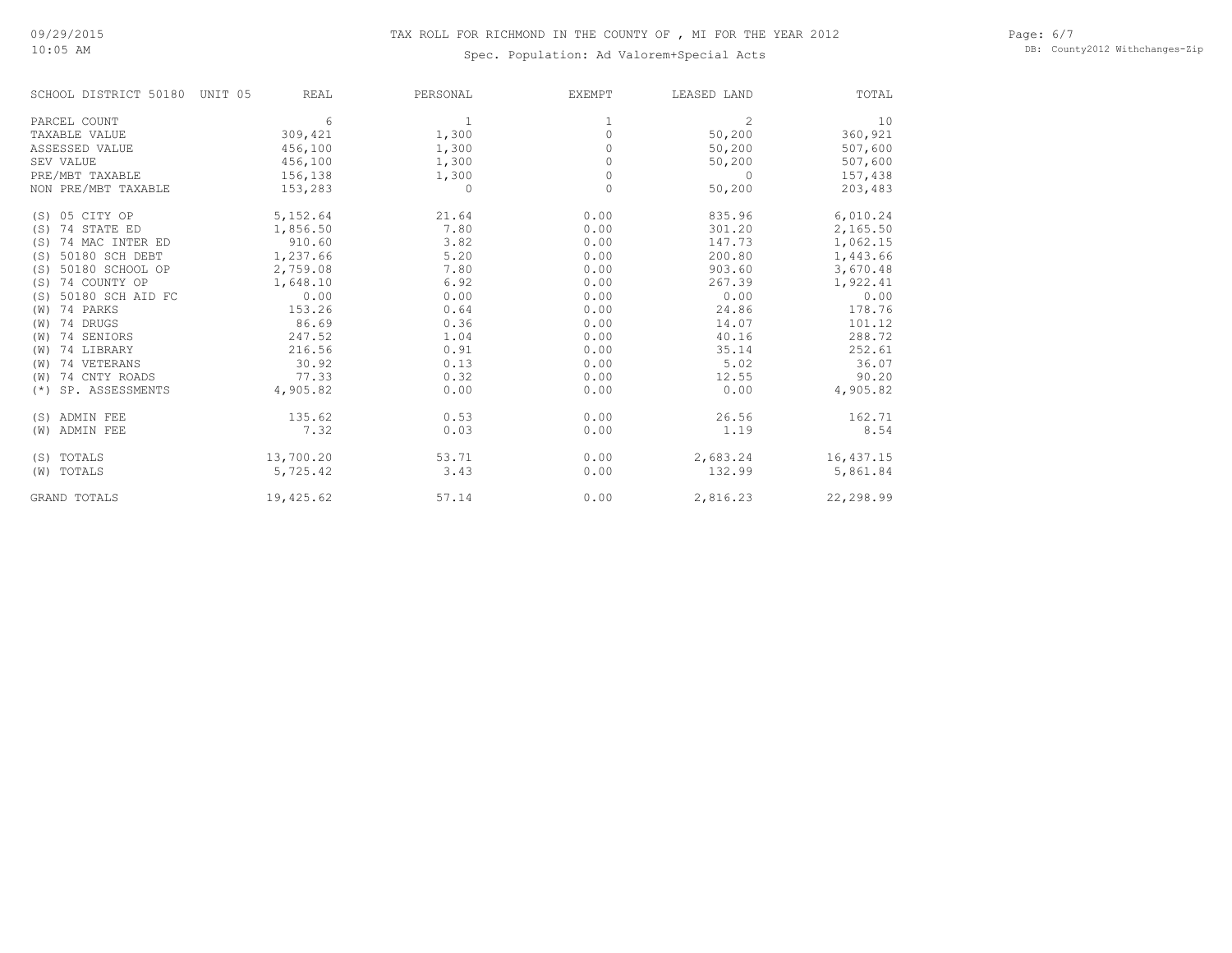# TAX ROLL FOR RICHMOND IN THE COUNTY OF , MI FOR THE YEAR 2012

Spec. Population: Ad Valorem+Special Acts

| SCHOOL DISTRICT 50180 UNIT 05 | REAL | PERSONAL | EXEMPT | LEASED LAND | TOTAL |
|---|---|---|---|---|---|
| PARCEL COUNT | 6 | 1 | 1 | 2 | 10 |
| TAXABLE VALUE | 309,421 | 1,300 | 0 | 50,200 | 360,921 |
| ASSESSED VALUE | 456,100 | 1,300 | 0 | 50,200 | 507,600 |
| SEV VALUE | 456,100 | 1,300 | 0 | 50,200 | 507,600 |
| PRE/MBT TAXABLE | 156,138 | 1,300 | 0 | 0 | 157,438 |
| NON PRE/MBT TAXABLE | 153,283 | 0 | 0 | 50,200 | 203,483 |
| (S) 05 CITY OP | 5,152.64 | 21.64 | 0.00 | 835.96 | 6,010.24 |
| (S) 74 STATE ED | 1,856.50 | 7.80 | 0.00 | 301.20 | 2,165.50 |
| (S) 74 MAC INTER ED | 910.60 | 3.82 | 0.00 | 147.73 | 1,062.15 |
| (S) 50180 SCH DEBT | 1,237.66 | 5.20 | 0.00 | 200.80 | 1,443.66 |
| (S) 50180 SCHOOL OP | 2,759.08 | 7.80 | 0.00 | 903.60 | 3,670.48 |
| (S) 74 COUNTY OP | 1,648.10 | 6.92 | 0.00 | 267.39 | 1,922.41 |
| (S) 50180 SCH AID FC | 0.00 | 0.00 | 0.00 | 0.00 | 0.00 |
| (W) 74 PARKS | 153.26 | 0.64 | 0.00 | 24.86 | 178.76 |
| (W) 74 DRUGS | 86.69 | 0.36 | 0.00 | 14.07 | 101.12 |
| (W) 74 SENIORS | 247.52 | 1.04 | 0.00 | 40.16 | 288.72 |
| (W) 74 LIBRARY | 216.56 | 0.91 | 0.00 | 35.14 | 252.61 |
| (W) 74 VETERANS | 30.92 | 0.13 | 0.00 | 5.02 | 36.07 |
| (W) 74 CNTY ROADS | 77.33 | 0.32 | 0.00 | 12.55 | 90.20 |
| (*) SP. ASSESSMENTS | 4,905.82 | 0.00 | 0.00 | 0.00 | 4,905.82 |
| (S) ADMIN FEE | 135.62 | 0.53 | 0.00 | 26.56 | 162.71 |
| (W) ADMIN FEE | 7.32 | 0.03 | 0.00 | 1.19 | 8.54 |
| (S) TOTALS | 13,700.20 | 53.71 | 0.00 | 2,683.24 | 16,437.15 |
| (W) TOTALS | 5,725.42 | 3.43 | 0.00 | 132.99 | 5,861.84 |
| GRAND TOTALS | 19,425.62 | 57.14 | 0.00 | 2,816.23 | 22,298.99 |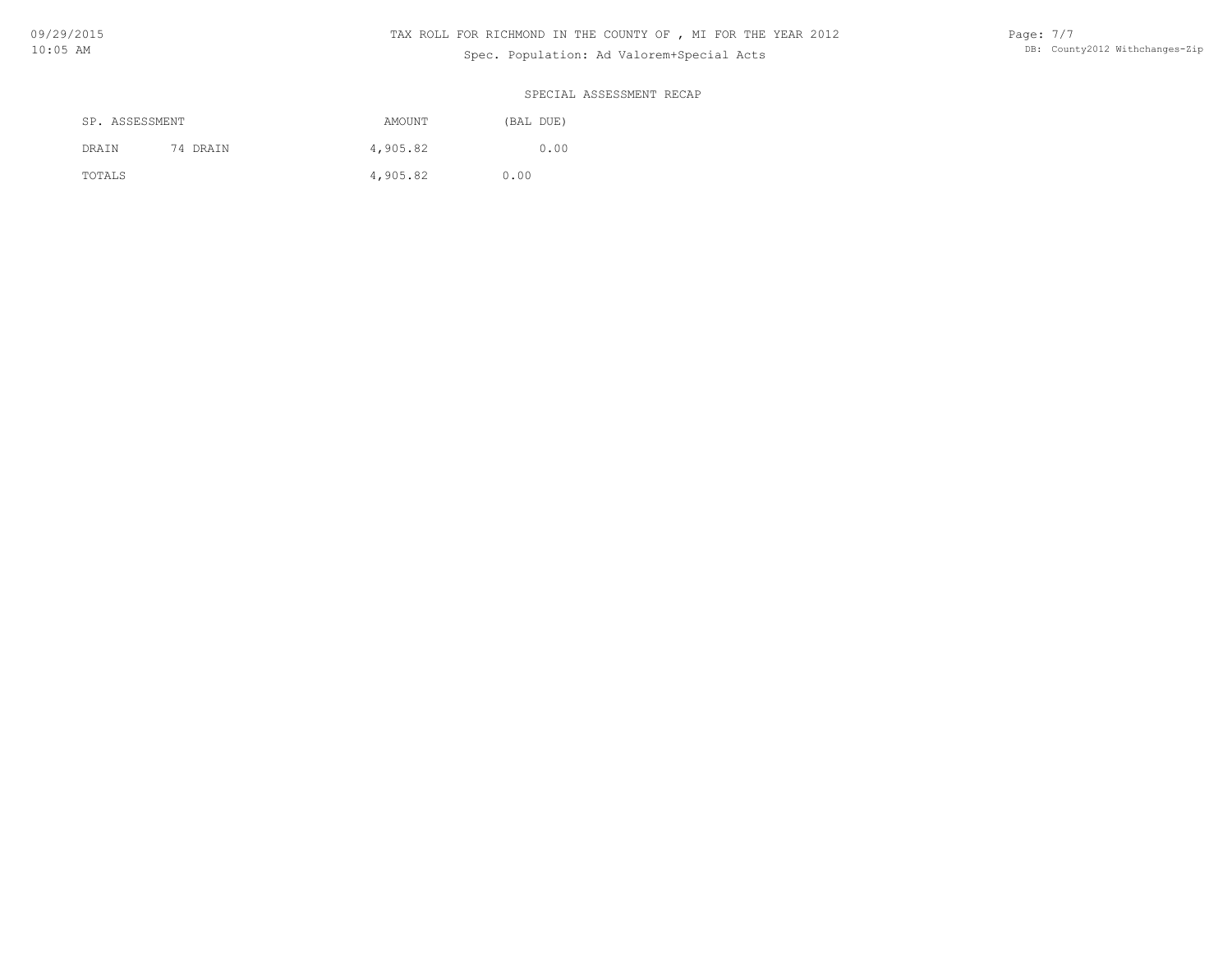# TAX ROLL FOR RICHMOND IN THE COUNTY OF , MI FOR THE YEAR 2012

Spec. Population: Ad Valorem+Special Acts

## SPECIAL ASSESSMENT RECAP

| SP. ASSESSMENT | | AMOUNT | (BAL DUE) |
|---|---|---|---|
| DRAIN | 74 DRAIN | 4,905.82 | 0.00 |
| TOTALS | | 4,905.82 | 0.00 |